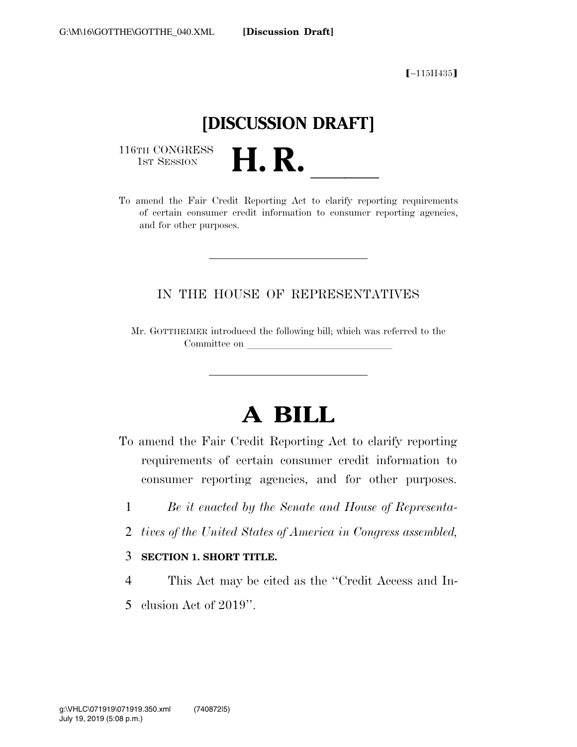[~115H435]

# [DISCUSSION DRAFT]

116TH CONGRESS
1ST SESSION

# H. R. ______

To amend the Fair Credit Reporting Act to clarify reporting requirements of certain consumer credit information to consumer reporting agencies, and for other purposes.

IN THE HOUSE OF REPRESENTATIVES

Mr. GOTTHEIMER introduced the following bill; which was referred to the Committee on ______________________________

# A BILL

To amend the Fair Credit Reporting Act to clarify reporting requirements of certain consumer credit information to consumer reporting agencies, and for other purposes.

1 *Be it enacted by the Senate and House of Representa-*
2 *tives of the United States of America in Congress assembled,*

3 **SECTION 1. SHORT TITLE.**

4 This Act may be cited as the "Credit Access and In-
5 clusion Act of 2019".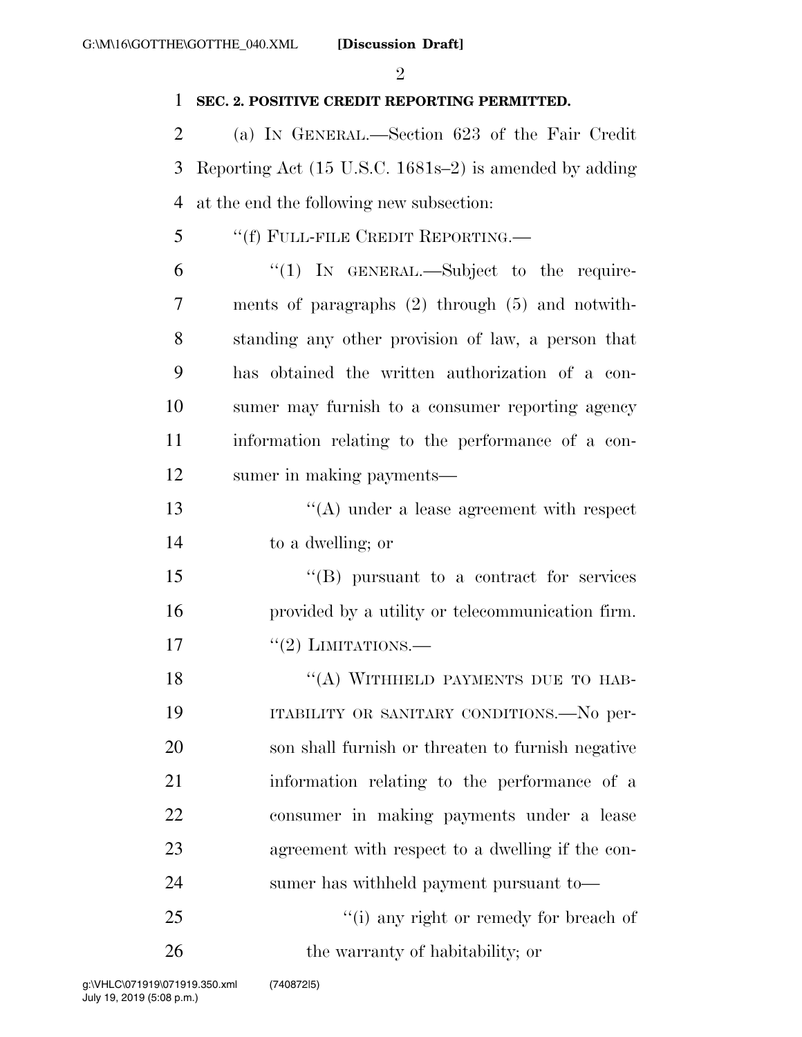**SEC. 2. POSITIVE CREDIT REPORTING PERMITTED.**

(a) IN GENERAL.—Section 623 of the Fair Credit Reporting Act (15 U.S.C. 1681s–2) is amended by adding at the end the following new subsection:

"(f) FULL-FILE CREDIT REPORTING.—

"(1) IN GENERAL.—Subject to the requirements of paragraphs (2) through (5) and notwithstanding any other provision of law, a person that has obtained the written authorization of a consumer may furnish to a consumer reporting agency information relating to the performance of a consumer in making payments—

"(A) under a lease agreement with respect to a dwelling; or

"(B) pursuant to a contract for services provided by a utility or telecommunication firm.

"(2) LIMITATIONS.—

"(A) WITHHELD PAYMENTS DUE TO HABITABILITY OR SANITARY CONDITIONS.—No person shall furnish or threaten to furnish negative information relating to the performance of a consumer in making payments under a lease agreement with respect to a dwelling if the consumer has withheld payment pursuant to—

"(i) any right or remedy for breach of the warranty of habitability; or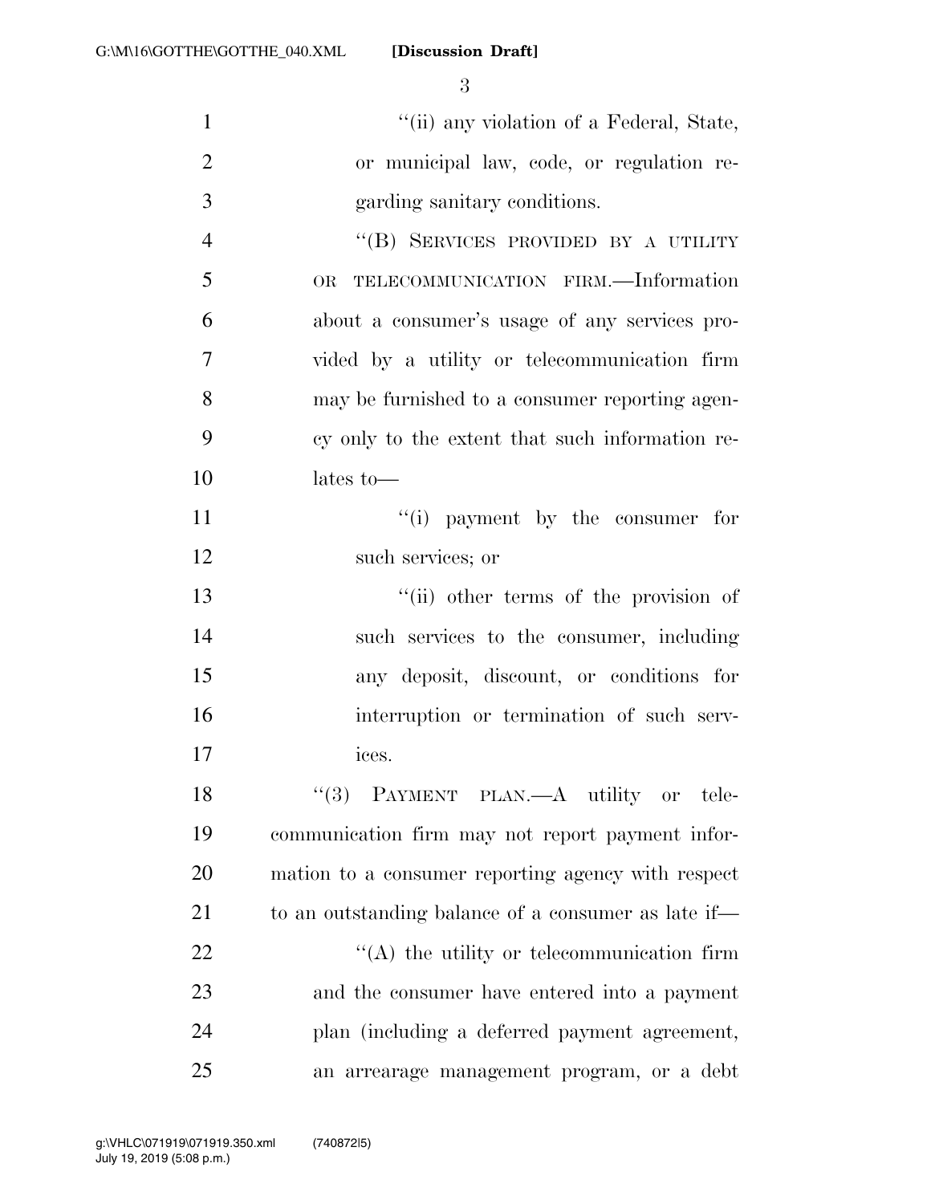"(ii) any violation of a Federal, State, or municipal law, code, or regulation regarding sanitary conditions.

"(B) SERVICES PROVIDED BY A UTILITY OR TELECOMMUNICATION FIRM.—Information about a consumer's usage of any services provided by a utility or telecommunication firm may be furnished to a consumer reporting agency only to the extent that such information relates to—

"(i) payment by the consumer for such services; or

"(ii) other terms of the provision of such services to the consumer, including any deposit, discount, or conditions for interruption or termination of such services.

"(3) PAYMENT PLAN.—A utility or telecommunication firm may not report payment information to a consumer reporting agency with respect to an outstanding balance of a consumer as late if—

"(A) the utility or telecommunication firm and the consumer have entered into a payment plan (including a deferred payment agreement, an arrearage management program, or a debt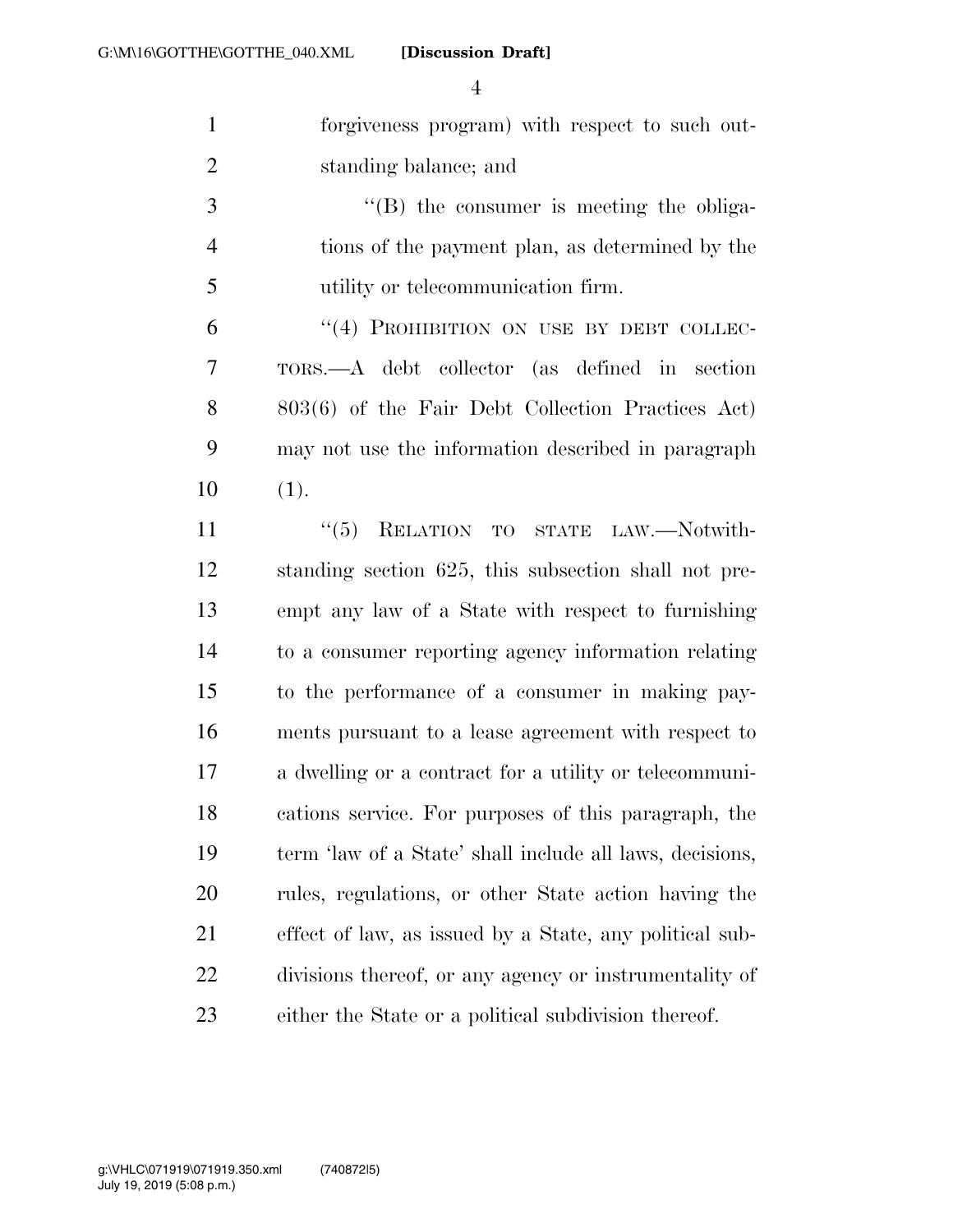forgiveness program) with respect to such outstanding balance; and

"(B) the consumer is meeting the obligations of the payment plan, as determined by the utility or telecommunication firm.

"(4) PROHIBITION ON USE BY DEBT COLLECTORS.—A debt collector (as defined in section 803(6) of the Fair Debt Collection Practices Act) may not use the information described in paragraph (1).

"(5) RELATION TO STATE LAW.—Notwithstanding section 625, this subsection shall not preempt any law of a State with respect to furnishing to a consumer reporting agency information relating to the performance of a consumer in making payments pursuant to a lease agreement with respect to a dwelling or a contract for a utility or telecommunications service. For purposes of this paragraph, the term 'law of a State' shall include all laws, decisions, rules, regulations, or other State action having the effect of law, as issued by a State, any political subdivisions thereof, or any agency or instrumentality of either the State or a political subdivision thereof.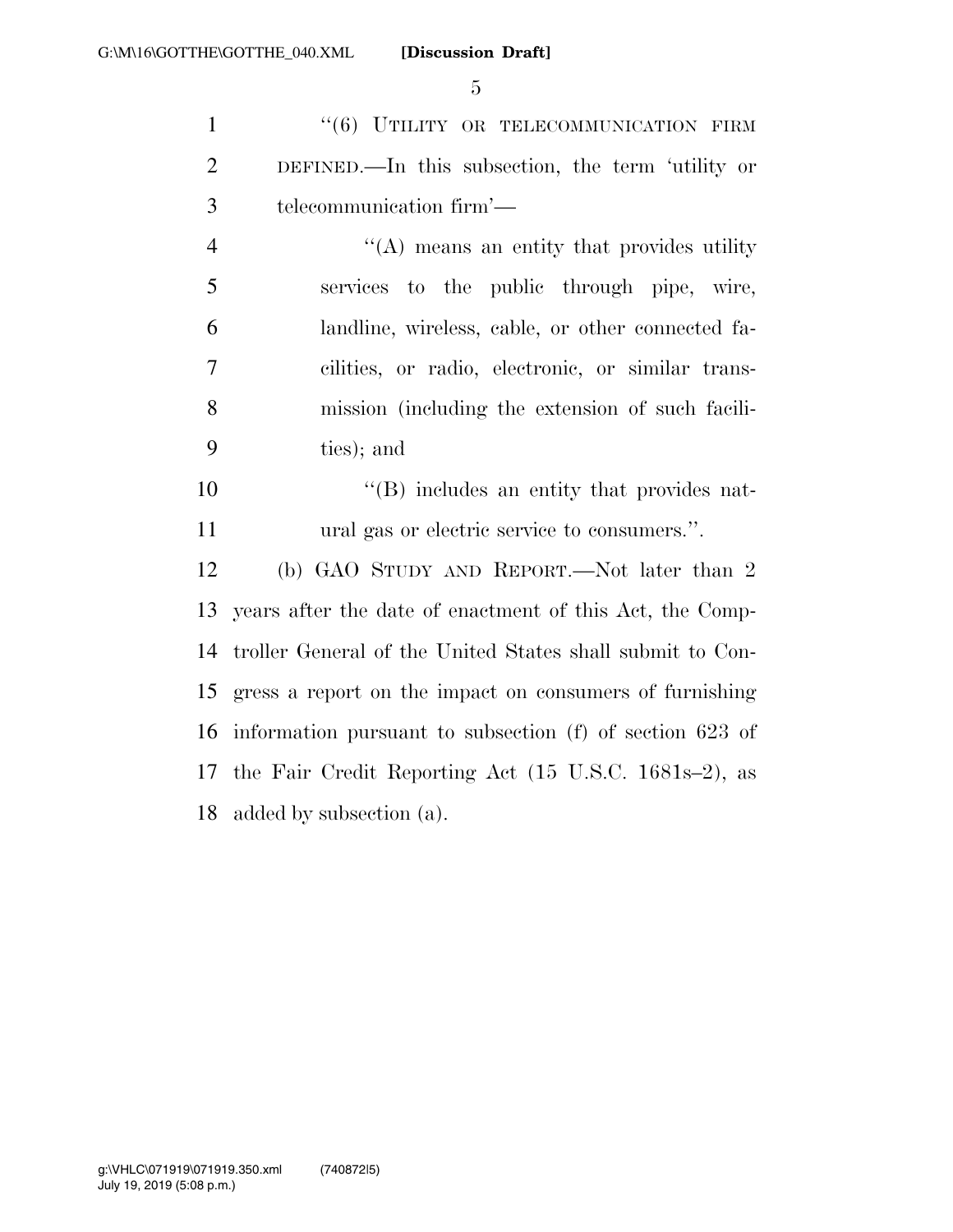"(6) UTILITY OR TELECOMMUNICATION FIRM DEFINED.—In this subsection, the term 'utility or telecommunication firm'—

"(A) means an entity that provides utility services to the public through pipe, wire, landline, wireless, cable, or other connected facilities, or radio, electronic, or similar transmission (including the extension of such facilities); and

"(B) includes an entity that provides natural gas or electric service to consumers.".

(b) GAO STUDY AND REPORT.—Not later than 2 years after the date of enactment of this Act, the Comptroller General of the United States shall submit to Congress a report on the impact on consumers of furnishing information pursuant to subsection (f) of section 623 of the Fair Credit Reporting Act (15 U.S.C. 1681s–2), as added by subsection (a).